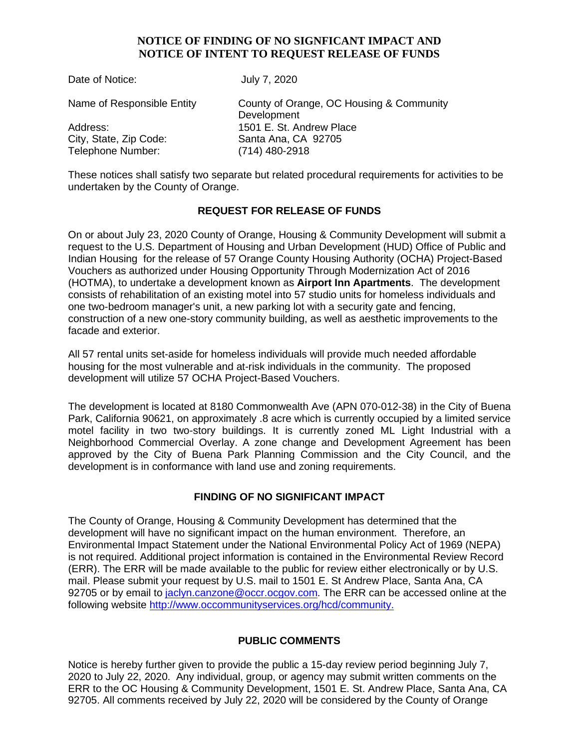# NOTICE OF FINDING OF NO SIGNFICANT IMPACT AND NOTICE OF INTENT TO REQUEST RELEASE OF FUNDS

| | |
|---|---|
| Date of Notice: | July 7, 2020 |
| Name of Responsible Entity | County of Orange, OC Housing & Community Development |
| Address: | 1501 E. St. Andrew Place |
| City, State, Zip Code: | Santa Ana, CA 92705 |
| Telephone Number: | (714) 480-2918 |

These notices shall satisfy two separate but related procedural requirements for activities to be undertaken by the County of Orange.

## REQUEST FOR RELEASE OF FUNDS

On or about July 23, 2020 County of Orange, Housing & Community Development will submit a request to the U.S. Department of Housing and Urban Development (HUD) Office of Public and Indian Housing for the release of 57 Orange County Housing Authority (OCHA) Project-Based Vouchers as authorized under Housing Opportunity Through Modernization Act of 2016 (HOTMA), to undertake a development known as **Airport Inn Apartments**. The development consists of rehabilitation of an existing motel into 57 studio units for homeless individuals and one two-bedroom manager's unit, a new parking lot with a security gate and fencing, construction of a new one-story community building, as well as aesthetic improvements to the facade and exterior.

All 57 rental units set-aside for homeless individuals will provide much needed affordable housing for the most vulnerable and at-risk individuals in the community. The proposed development will utilize 57 OCHA Project-Based Vouchers.

The development is located at 8180 Commonwealth Ave (APN 070-012-38) in the City of Buena Park, California 90621, on approximately .8 acre which is currently occupied by a limited service motel facility in two two-story buildings. It is currently zoned ML Light Industrial with a Neighborhood Commercial Overlay. A zone change and Development Agreement has been approved by the City of Buena Park Planning Commission and the City Council, and the development is in conformance with land use and zoning requirements.

## FINDING OF NO SIGNIFICANT IMPACT

The County of Orange, Housing & Community Development has determined that the development will have no significant impact on the human environment. Therefore, an Environmental Impact Statement under the National Environmental Policy Act of 1969 (NEPA) is not required. Additional project information is contained in the Environmental Review Record (ERR). The ERR will be made available to the public for review either electronically or by U.S. mail. Please submit your request by U.S. mail to 1501 E. St Andrew Place, Santa Ana, CA 92705 or by email to jaclyn.canzone@occr.ocgov.com. The ERR can be accessed online at the following website http://www.occommunityservices.org/hcd/community.

## PUBLIC COMMENTS

Notice is hereby further given to provide the public a 15-day review period beginning July 7, 2020 to July 22, 2020. Any individual, group, or agency may submit written comments on the ERR to the OC Housing & Community Development, 1501 E. St. Andrew Place, Santa Ana, CA 92705. All comments received by July 22, 2020 will be considered by the County of Orange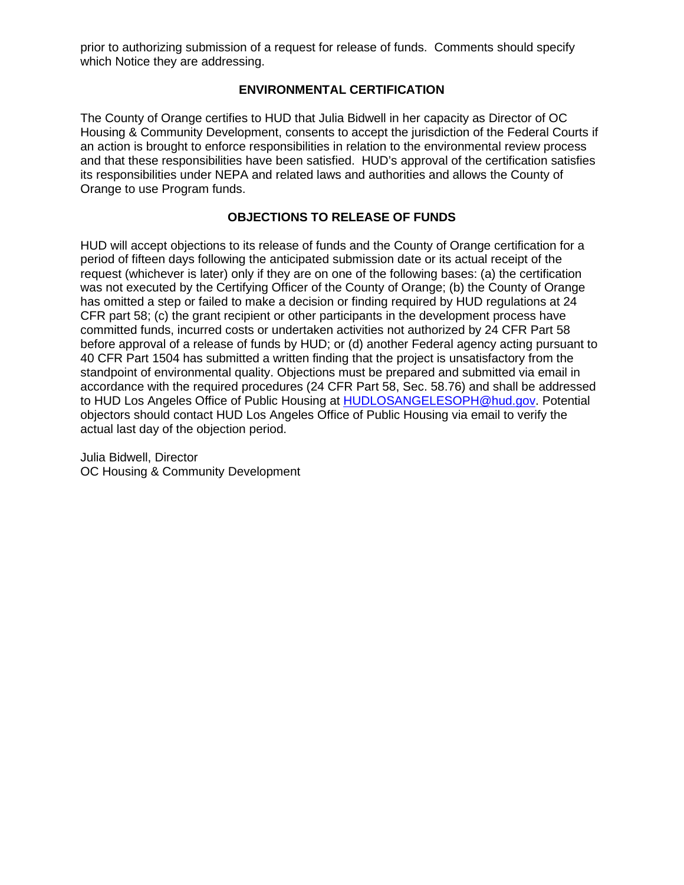prior to authorizing submission of a request for release of funds. Comments should specify which Notice they are addressing.

## ENVIRONMENTAL CERTIFICATION

The County of Orange certifies to HUD that Julia Bidwell in her capacity as Director of OC Housing & Community Development, consents to accept the jurisdiction of the Federal Courts if an action is brought to enforce responsibilities in relation to the environmental review process and that these responsibilities have been satisfied. HUD's approval of the certification satisfies its responsibilities under NEPA and related laws and authorities and allows the County of Orange to use Program funds.

## OBJECTIONS TO RELEASE OF FUNDS

HUD will accept objections to its release of funds and the County of Orange certification for a period of fifteen days following the anticipated submission date or its actual receipt of the request (whichever is later) only if they are on one of the following bases: (a) the certification was not executed by the Certifying Officer of the County of Orange; (b) the County of Orange has omitted a step or failed to make a decision or finding required by HUD regulations at 24 CFR part 58; (c) the grant recipient or other participants in the development process have committed funds, incurred costs or undertaken activities not authorized by 24 CFR Part 58 before approval of a release of funds by HUD; or (d) another Federal agency acting pursuant to 40 CFR Part 1504 has submitted a written finding that the project is unsatisfactory from the standpoint of environmental quality. Objections must be prepared and submitted via email in accordance with the required procedures (24 CFR Part 58, Sec. 58.76) and shall be addressed to HUD Los Angeles Office of Public Housing at HUDLOSANGELESOPH@hud.gov. Potential objectors should contact HUD Los Angeles Office of Public Housing via email to verify the actual last day of the objection period.

Julia Bidwell, Director
OC Housing & Community Development